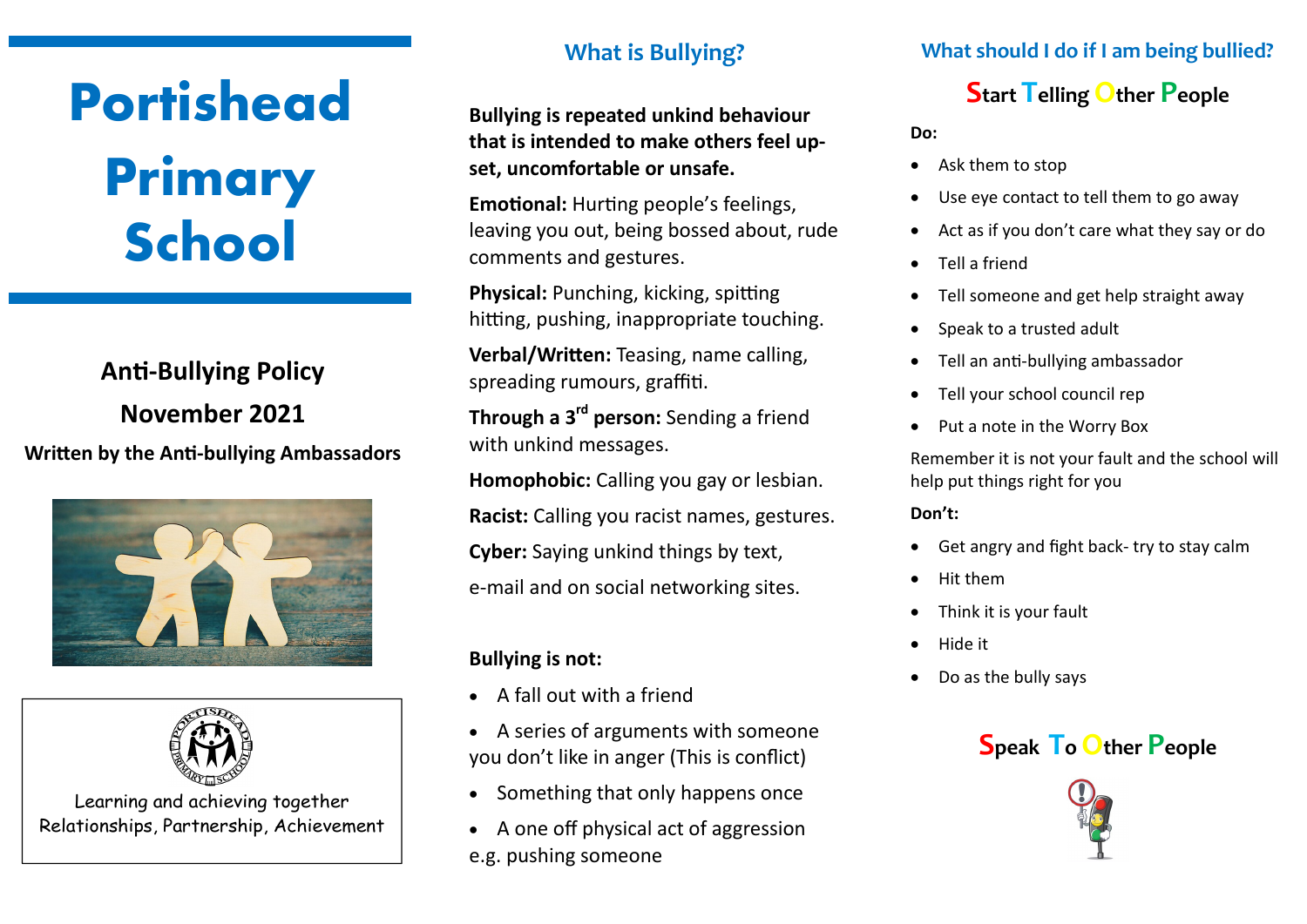# Portishead Primary School

## Anti-Bullying Policy

## November 2021

**Written by the Anti-bullying Ambassadors**

Learning and achieving together
Relationships, Partnership, Achievement

## What is Bullying?

**Bullying is repeated unkind behaviour that is intended to make others feel upset, uncomfortable or unsafe.**

**Emotional:** Hurting people's feelings, leaving you out, being bossed about, rude comments and gestures.

**Physical:** Punching, kicking, spitting hitting, pushing, inappropriate touching.

**Verbal/Written:** Teasing, name calling, spreading rumours, graffiti.

**Through a 3rd person:** Sending a friend with unkind messages.

**Homophobic:** Calling you gay or lesbian.

**Racist:** Calling you racist names, gestures.

**Cyber:** Saying unkind things by text, e-mail and on social networking sites.

**Bullying is not:**

- A fall out with a friend
- A series of arguments with someone you don't like in anger (This is conflict)
- Something that only happens once
- A one off physical act of aggression e.g. pushing someone

## What should I do if I am being bullied?

### Start Telling Other People

**Do:**

- Ask them to stop
- Use eye contact to tell them to go away
- Act as if you don't care what they say or do
- Tell a friend
- Tell someone and get help straight away
- Speak to a trusted adult
- Tell an anti-bullying ambassador
- Tell your school council rep
- Put a note in the Worry Box

Remember it is not your fault and the school will help put things right for you

**Don't:**

- Get angry and fight back- try to stay calm
- Hit them
- Think it is your fault
- Hide it
- Do as the bully says

### Speak To Other People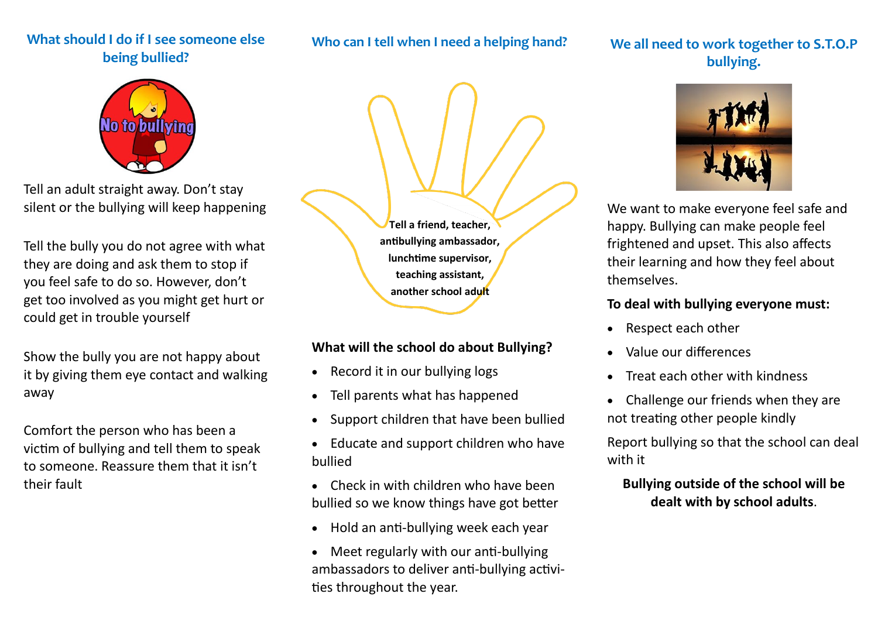## What should I do if I see someone else being bullied?

Tell an adult straight away. Don't stay silent or the bullying will keep happening

Tell the bully you do not agree with what they are doing and ask them to stop if you feel safe to do so. However, don't get too involved as you might get hurt or could get in trouble yourself

Show the bully you are not happy about it by giving them eye contact and walking away

Comfort the person who has been a victim of bullying and tell them to speak to someone. Reassure them that it isn't their fault

## Who can I tell when I need a helping hand?

**Tell a friend, teacher, antibullying ambassador, lunchtime supervisor, teaching assistant, another school adult**

**What will the school do about Bullying?**

- Record it in our bullying logs
- Tell parents what has happened
- Support children that have been bullied
- Educate and support children who have bullied
- Check in with children who have been bullied so we know things have got better
- Hold an anti-bullying week each year
- Meet regularly with our anti-bullying ambassadors to deliver anti-bullying activities throughout the year.

## We all need to work together to S.T.O.P bullying.

We want to make everyone feel safe and happy. Bullying can make people feel frightened and upset. This also affects their learning and how they feel about themselves.

**To deal with bullying everyone must:**

- Respect each other
- Value our differences
- Treat each other with kindness
- Challenge our friends when they are not treating other people kindly

Report bullying so that the school can deal with it

**Bullying outside of the school will be dealt with by school adults**.